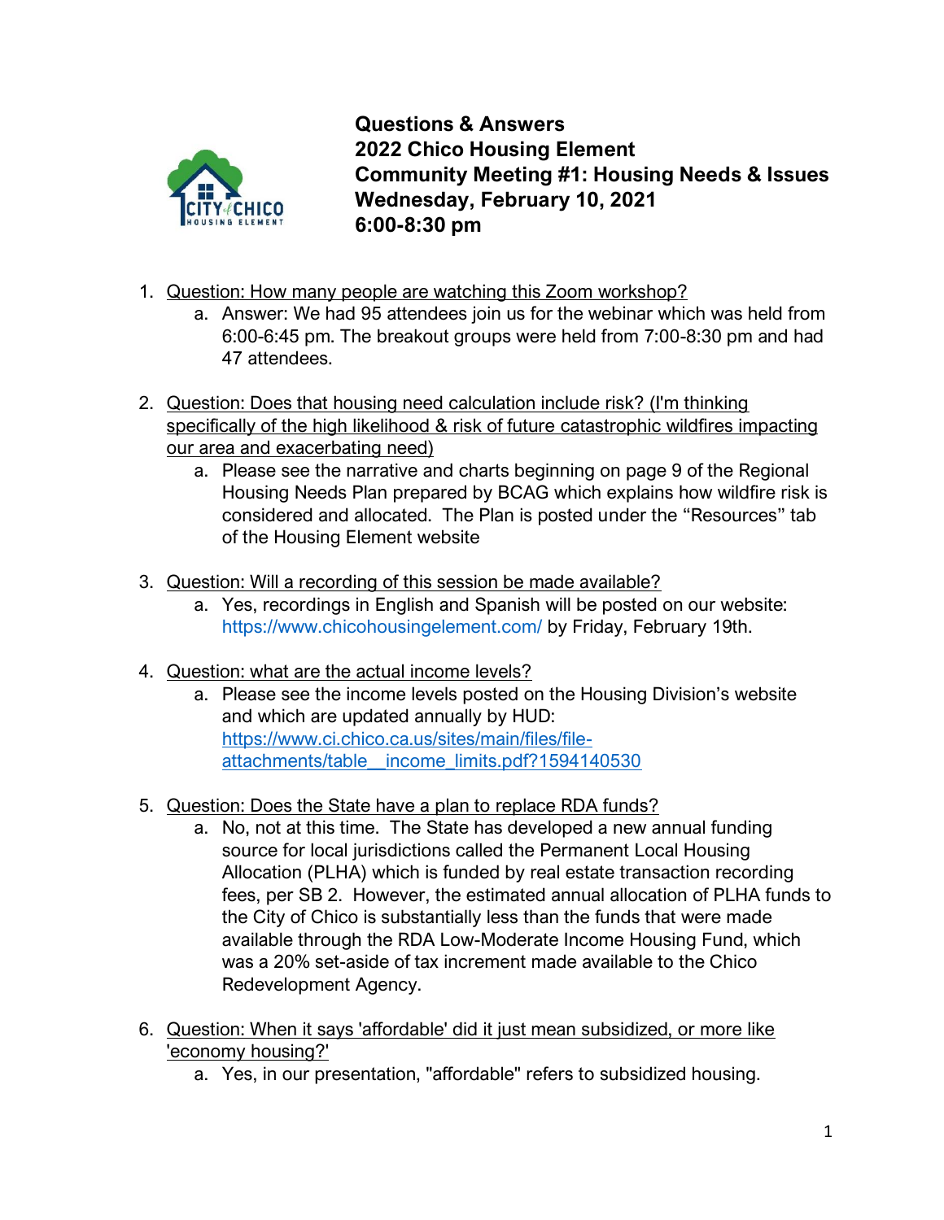# Questions & Answers
## 2022 Chico Housing Element
## Community Meeting #1: Housing Needs & Issues
## Wednesday, February 10, 2021
## 6:00-8:30 pm

1. Question: How many people are watching this Zoom workshop?
   a. Answer: We had 95 attendees join us for the webinar which was held from 6:00-6:45 pm. The breakout groups were held from 7:00-8:30 pm and had 47 attendees.

2. Question: Does that housing need calculation include risk? (I'm thinking specifically of the high likelihood & risk of future catastrophic wildfires impacting our area and exacerbating need)
   a. Please see the narrative and charts beginning on page 9 of the Regional Housing Needs Plan prepared by BCAG which explains how wildfire risk is considered and allocated. The Plan is posted under the "Resources" tab of the Housing Element website

3. Question: Will a recording of this session be made available?
   a. Yes, recordings in English and Spanish will be posted on our website: https://www.chicohousingelement.com/ by Friday, February 19th.

4. Question: what are the actual income levels?
   a. Please see the income levels posted on the Housing Division's website and which are updated annually by HUD: https://www.ci.chico.ca.us/sites/main/files/file-attachments/table__income_limits.pdf?1594140530

5. Question: Does the State have a plan to replace RDA funds?
   a. No, not at this time. The State has developed a new annual funding source for local jurisdictions called the Permanent Local Housing Allocation (PLHA) which is funded by real estate transaction recording fees, per SB 2. However, the estimated annual allocation of PLHA funds to the City of Chico is substantially less than the funds that were made available through the RDA Low-Moderate Income Housing Fund, which was a 20% set-aside of tax increment made available to the Chico Redevelopment Agency.

6. Question: When it says 'affordable' did it just mean subsidized, or more like 'economy housing?'
   a. Yes, in our presentation, "affordable" refers to subsidized housing.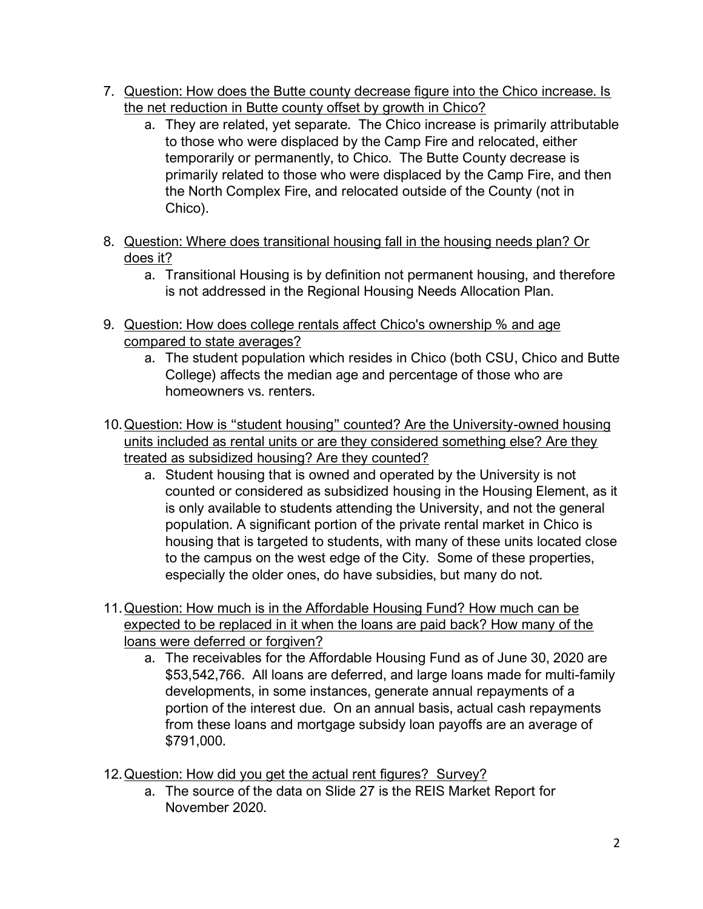7. Question: How does the Butte county decrease figure into the Chico increase. Is the net reduction in Butte county offset by growth in Chico?
    a. They are related, yet separate. The Chico increase is primarily attributable to those who were displaced by the Camp Fire and relocated, either temporarily or permanently, to Chico. The Butte County decrease is primarily related to those who were displaced by the Camp Fire, and then the North Complex Fire, and relocated outside of the County (not in Chico).

8. Question: Where does transitional housing fall in the housing needs plan? Or does it?
    a. Transitional Housing is by definition not permanent housing, and therefore is not addressed in the Regional Housing Needs Allocation Plan.

9. Question: How does college rentals affect Chico's ownership % and age compared to state averages?
    a. The student population which resides in Chico (both CSU, Chico and Butte College) affects the median age and percentage of those who are homeowners vs. renters.

10. Question: How is "student housing" counted? Are the University-owned housing units included as rental units or are they considered something else? Are they treated as subsidized housing? Are they counted?
    a. Student housing that is owned and operated by the University is not counted or considered as subsidized housing in the Housing Element, as it is only available to students attending the University, and not the general population. A significant portion of the private rental market in Chico is housing that is targeted to students, with many of these units located close to the campus on the west edge of the City. Some of these properties, especially the older ones, do have subsidies, but many do not.

11. Question: How much is in the Affordable Housing Fund? How much can be expected to be replaced in it when the loans are paid back? How many of the loans were deferred or forgiven?
    a. The receivables for the Affordable Housing Fund as of June 30, 2020 are $53,542,766. All loans are deferred, and large loans made for multi-family developments, in some instances, generate annual repayments of a portion of the interest due. On an annual basis, actual cash repayments from these loans and mortgage subsidy loan payoffs are an average of $791,000.

12. Question: How did you get the actual rent figures? Survey?
    a. The source of the data on Slide 27 is the REIS Market Report for November 2020.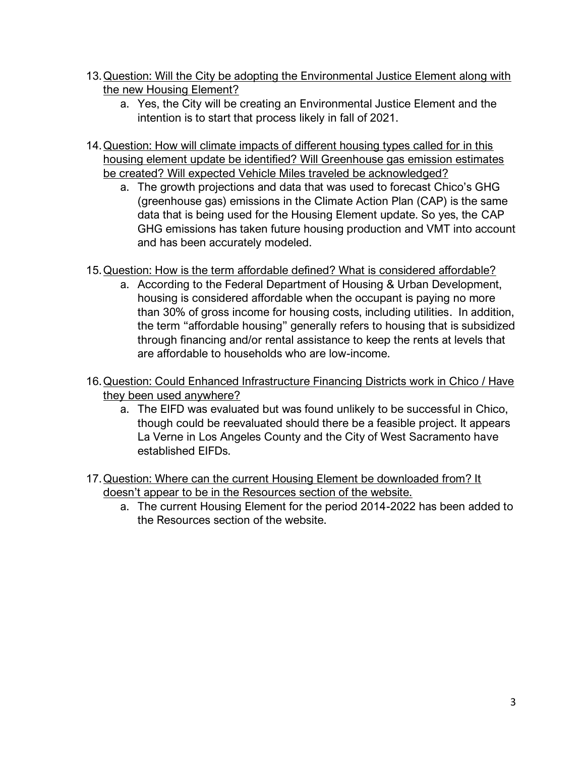13. Question: Will the City be adopting the Environmental Justice Element along with the new Housing Element?
    a. Yes, the City will be creating an Environmental Justice Element and the intention is to start that process likely in fall of 2021.

14. Question: How will climate impacts of different housing types called for in this housing element update be identified? Will Greenhouse gas emission estimates be created? Will expected Vehicle Miles traveled be acknowledged?
    a. The growth projections and data that was used to forecast Chico's GHG (greenhouse gas) emissions in the Climate Action Plan (CAP) is the same data that is being used for the Housing Element update. So yes, the CAP GHG emissions has taken future housing production and VMT into account and has been accurately modeled.

15. Question: How is the term affordable defined? What is considered affordable?
    a. According to the Federal Department of Housing & Urban Development, housing is considered affordable when the occupant is paying no more than 30% of gross income for housing costs, including utilities. In addition, the term "affordable housing" generally refers to housing that is subsidized through financing and/or rental assistance to keep the rents at levels that are affordable to households who are low-income.

16. Question: Could Enhanced Infrastructure Financing Districts work in Chico / Have they been used anywhere?
    a. The EIFD was evaluated but was found unlikely to be successful in Chico, though could be reevaluated should there be a feasible project. It appears La Verne in Los Angeles County and the City of West Sacramento have established EIFDs.

17. Question: Where can the current Housing Element be downloaded from? It doesn't appear to be in the Resources section of the website.
    a. The current Housing Element for the period 2014-2022 has been added to the Resources section of the website.